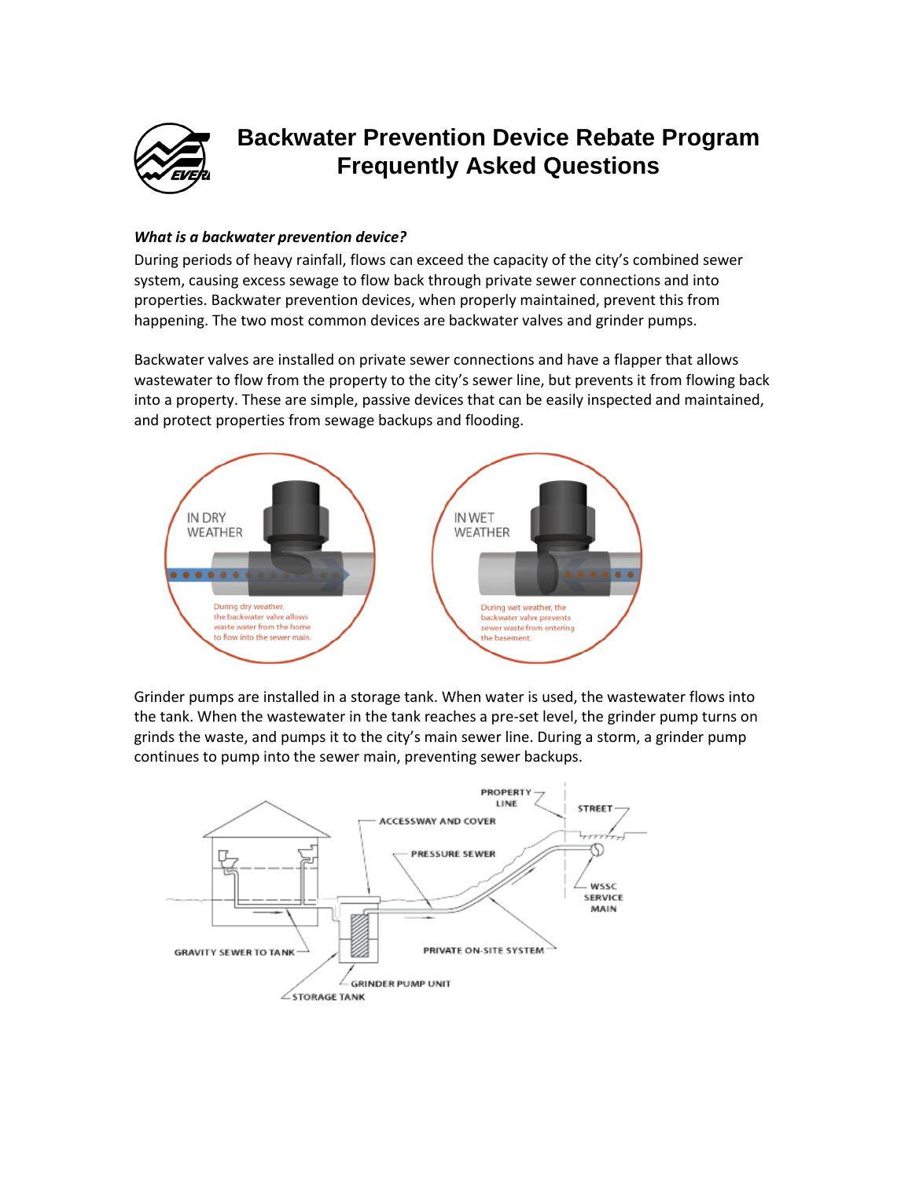# Backwater Prevention Device Rebate Program Frequently Asked Questions

***What is a backwater prevention device?***

During periods of heavy rainfall, flows can exceed the capacity of the city's combined sewer system, causing excess sewage to flow back through private sewer connections and into properties. Backwater prevention devices, when properly maintained, prevent this from happening. The two most common devices are backwater valves and grinder pumps.

Backwater valves are installed on private sewer connections and have a flapper that allows wastewater to flow from the property to the city's sewer line, but prevents it from flowing back into a property. These are simple, passive devices that can be easily inspected and maintained, and protect properties from sewage backups and flooding.

Grinder pumps are installed in a storage tank. When water is used, the wastewater flows into the tank. When the wastewater in the tank reaches a pre-set level, the grinder pump turns on grinds the waste, and pumps it to the city's main sewer line. During a storm, a grinder pump continues to pump into the sewer main, preventing sewer backups.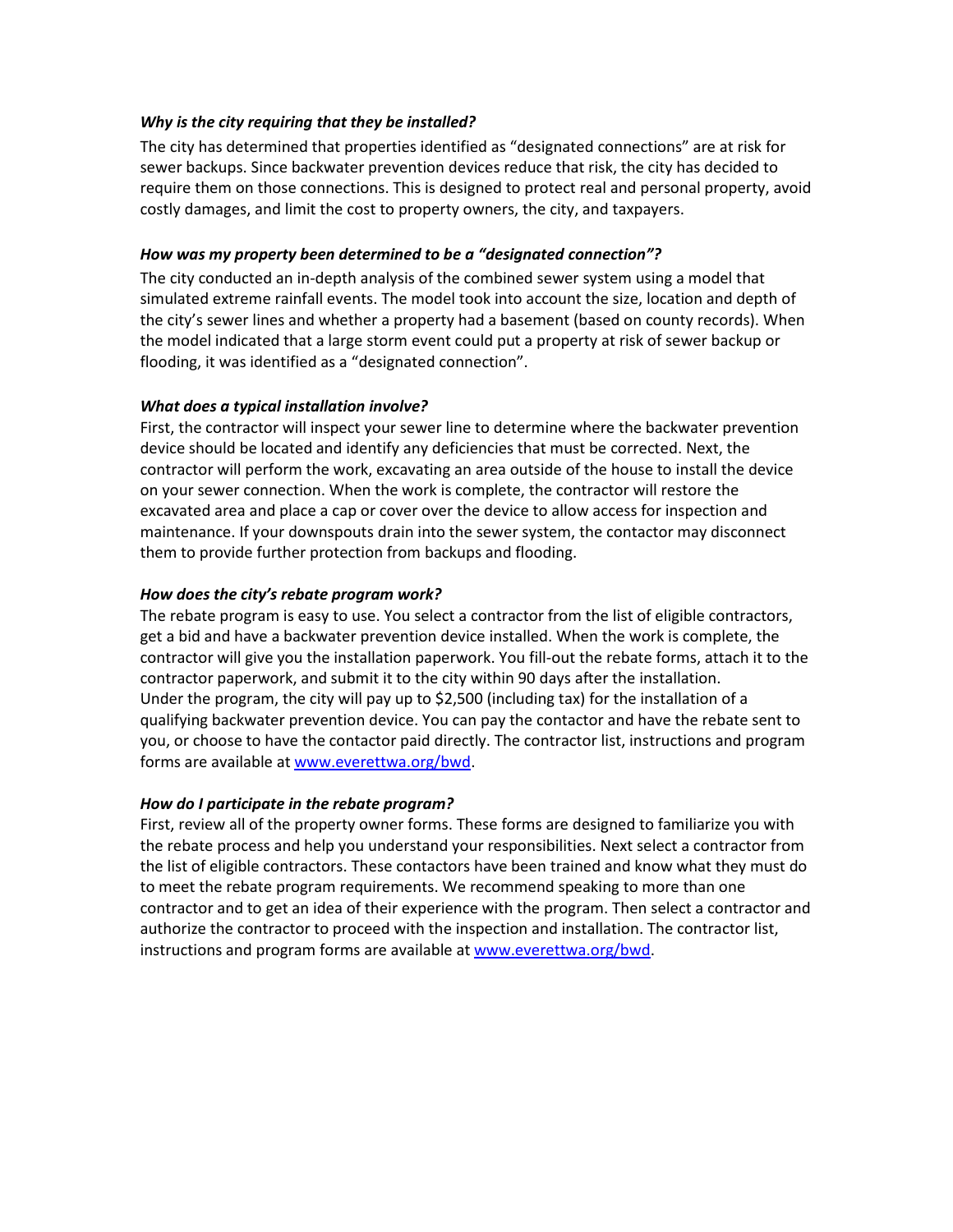***Why is the city requiring that they be installed?***

The city has determined that properties identified as "designated connections" are at risk for sewer backups. Since backwater prevention devices reduce that risk, the city has decided to require them on those connections. This is designed to protect real and personal property, avoid costly damages, and limit the cost to property owners, the city, and taxpayers.

***How was my property been determined to be a "designated connection"?***

The city conducted an in-depth analysis of the combined sewer system using a model that simulated extreme rainfall events. The model took into account the size, location and depth of the city's sewer lines and whether a property had a basement (based on county records). When the model indicated that a large storm event could put a property at risk of sewer backup or flooding, it was identified as a "designated connection".

***What does a typical installation involve?***

First, the contractor will inspect your sewer line to determine where the backwater prevention device should be located and identify any deficiencies that must be corrected. Next, the contractor will perform the work, excavating an area outside of the house to install the device on your sewer connection. When the work is complete, the contractor will restore the excavated area and place a cap or cover over the device to allow access for inspection and maintenance. If your downspouts drain into the sewer system, the contactor may disconnect them to provide further protection from backups and flooding.

***How does the city's rebate program work?***

The rebate program is easy to use. You select a contractor from the list of eligible contractors, get a bid and have a backwater prevention device installed. When the work is complete, the contractor will give you the installation paperwork. You fill-out the rebate forms, attach it to the contractor paperwork, and submit it to the city within 90 days after the installation.
Under the program, the city will pay up to $2,500 (including tax) for the installation of a qualifying backwater prevention device. You can pay the contactor and have the rebate sent to you, or choose to have the contactor paid directly. The contractor list, instructions and program forms are available at [www.everettwa.org/bwd](http://www.everettwa.org/bwd).

***How do I participate in the rebate program?***

First, review all of the property owner forms. These forms are designed to familiarize you with the rebate process and help you understand your responsibilities. Next select a contractor from the list of eligible contractors. These contactors have been trained and know what they must do to meet the rebate program requirements. We recommend speaking to more than one contractor and to get an idea of their experience with the program. Then select a contractor and authorize the contractor to proceed with the inspection and installation. The contractor list, instructions and program forms are available at [www.everettwa.org/bwd](http://www.everettwa.org/bwd).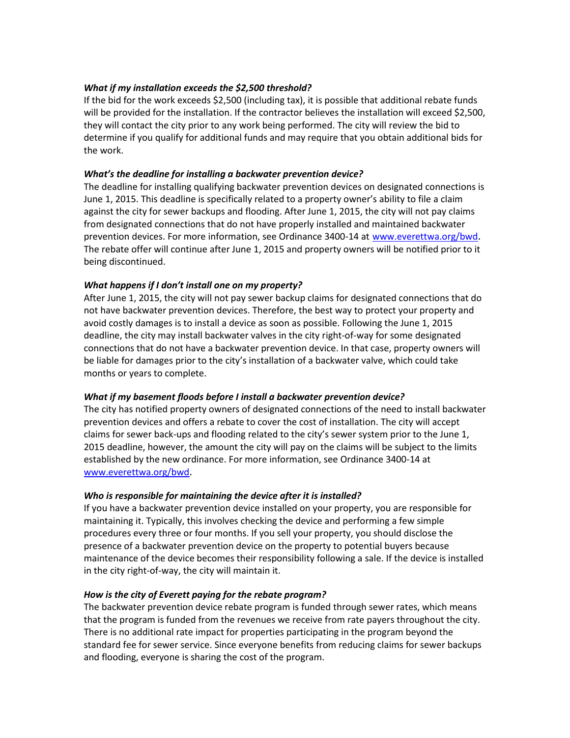***What if my installation exceeds the $2,500 threshold?***

If the bid for the work exceeds $2,500 (including tax), it is possible that additional rebate funds will be provided for the installation. If the contractor believes the installation will exceed $2,500, they will contact the city prior to any work being performed. The city will review the bid to determine if you qualify for additional funds and may require that you obtain additional bids for the work.

***What's the deadline for installing a backwater prevention device?***

The deadline for installing qualifying backwater prevention devices on designated connections is June 1, 2015. This deadline is specifically related to a property owner's ability to file a claim against the city for sewer backups and flooding. After June 1, 2015, the city will not pay claims from designated connections that do not have properly installed and maintained backwater prevention devices. For more information, see Ordinance 3400-14 at [www.everettwa.org/bwd](www.everettwa.org/bwd). The rebate offer will continue after June 1, 2015 and property owners will be notified prior to it being discontinued.

***What happens if I don't install one on my property?***

After June 1, 2015, the city will not pay sewer backup claims for designated connections that do not have backwater prevention devices. Therefore, the best way to protect your property and avoid costly damages is to install a device as soon as possible. Following the June 1, 2015 deadline, the city may install backwater valves in the city right-of-way for some designated connections that do not have a backwater prevention device. In that case, property owners will be liable for damages prior to the city's installation of a backwater valve, which could take months or years to complete.

***What if my basement floods before I install a backwater prevention device?***

The city has notified property owners of designated connections of the need to install backwater prevention devices and offers a rebate to cover the cost of installation. The city will accept claims for sewer back-ups and flooding related to the city's sewer system prior to the June 1, 2015 deadline, however, the amount the city will pay on the claims will be subject to the limits established by the new ordinance. For more information, see Ordinance 3400-14 at [www.everettwa.org/bwd](www.everettwa.org/bwd).

***Who is responsible for maintaining the device after it is installed?***

If you have a backwater prevention device installed on your property, you are responsible for maintaining it. Typically, this involves checking the device and performing a few simple procedures every three or four months. If you sell your property, you should disclose the presence of a backwater prevention device on the property to potential buyers because maintenance of the device becomes their responsibility following a sale. If the device is installed in the city right-of-way, the city will maintain it.

***How is the city of Everett paying for the rebate program?***

The backwater prevention device rebate program is funded through sewer rates, which means that the program is funded from the revenues we receive from rate payers throughout the city. There is no additional rate impact for properties participating in the program beyond the standard fee for sewer service. Since everyone benefits from reducing claims for sewer backups and flooding, everyone is sharing the cost of the program.